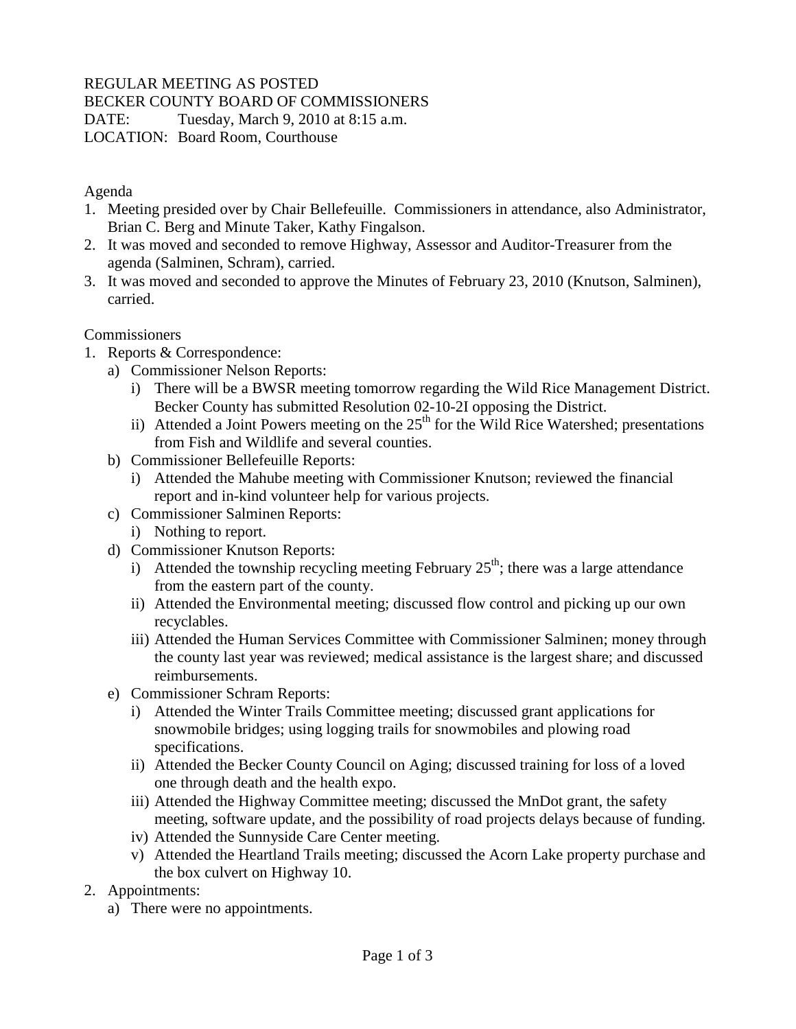REGULAR MEETING AS POSTED
BECKER COUNTY BOARD OF COMMISSIONERS
DATE: Tuesday, March 9, 2010 at 8:15 a.m.
LOCATION: Board Room, Courthouse

Agenda

1. Meeting presided over by Chair Bellefeuille. Commissioners in attendance, also Administrator, Brian C. Berg and Minute Taker, Kathy Fingalson.
2. It was moved and seconded to remove Highway, Assessor and Auditor-Treasurer from the agenda (Salminen, Schram), carried.
3. It was moved and seconded to approve the Minutes of February 23, 2010 (Knutson, Salminen), carried.

Commissioners

1. Reports & Correspondence:
   a) Commissioner Nelson Reports:
      i) There will be a BWSR meeting tomorrow regarding the Wild Rice Management District. Becker County has submitted Resolution 02-10-2I opposing the District.
      ii) Attended a Joint Powers meeting on the 25th for the Wild Rice Watershed; presentations from Fish and Wildlife and several counties.
   b) Commissioner Bellefeuille Reports:
      i) Attended the Mahube meeting with Commissioner Knutson; reviewed the financial report and in-kind volunteer help for various projects.
   c) Commissioner Salminen Reports:
      i) Nothing to report.
   d) Commissioner Knutson Reports:
      i) Attended the township recycling meeting February 25th; there was a large attendance from the eastern part of the county.
      ii) Attended the Environmental meeting; discussed flow control and picking up our own recyclables.
      iii) Attended the Human Services Committee with Commissioner Salminen; money through the county last year was reviewed; medical assistance is the largest share; and discussed reimbursements.
   e) Commissioner Schram Reports:
      i) Attended the Winter Trails Committee meeting; discussed grant applications for snowmobile bridges; using logging trails for snowmobiles and plowing road specifications.
      ii) Attended the Becker County Council on Aging; discussed training for loss of a loved one through death and the health expo.
      iii) Attended the Highway Committee meeting; discussed the MnDot grant, the safety meeting, software update, and the possibility of road projects delays because of funding.
      iv) Attended the Sunnyside Care Center meeting.
      v) Attended the Heartland Trails meeting; discussed the Acorn Lake property purchase and the box culvert on Highway 10.
2. Appointments:
   a) There were no appointments.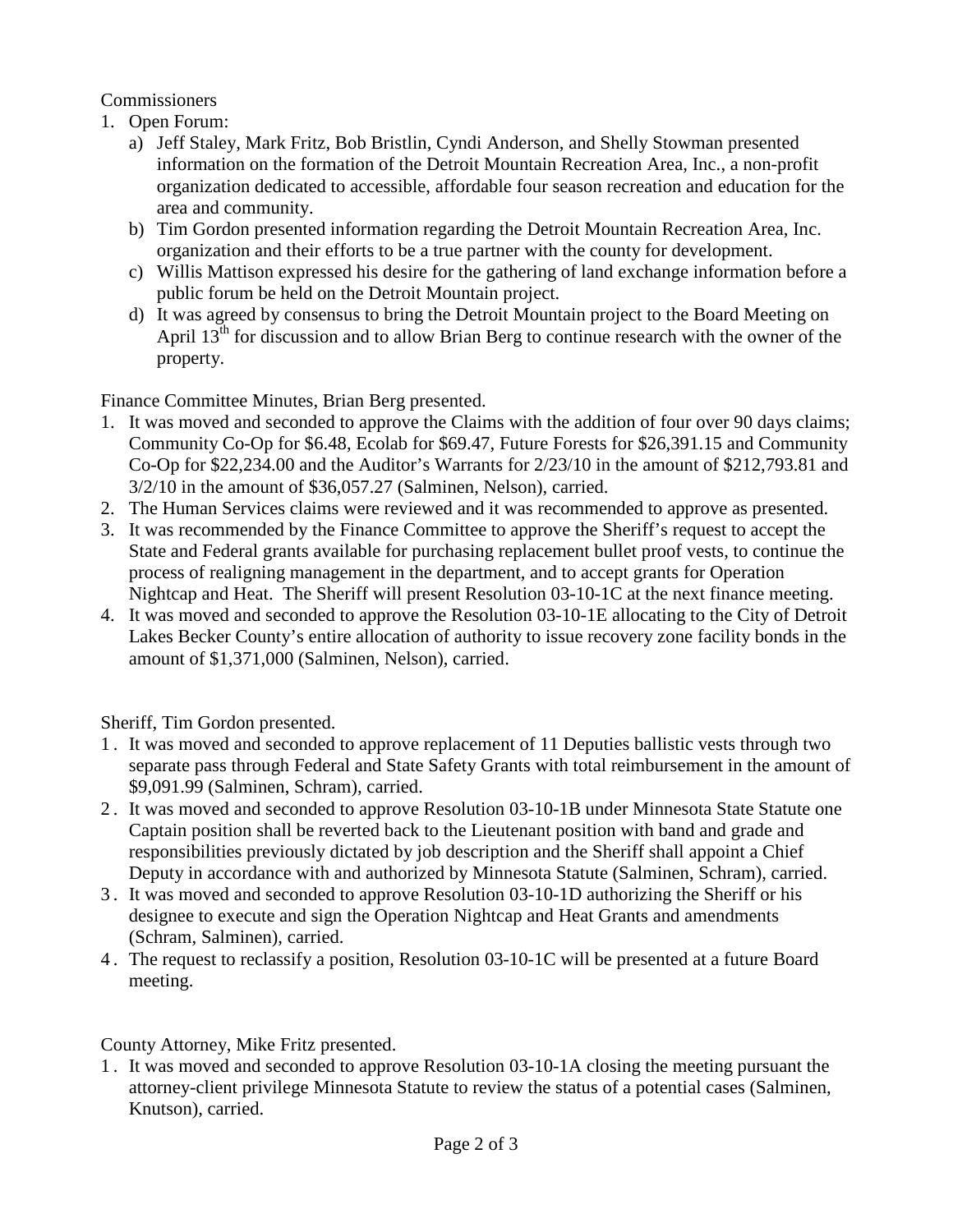Commissioners

1. Open Forum:
   a) Jeff Staley, Mark Fritz, Bob Bristlin, Cyndi Anderson, and Shelly Stowman presented information on the formation of the Detroit Mountain Recreation Area, Inc., a non-profit organization dedicated to accessible, affordable four season recreation and education for the area and community.
   b) Tim Gordon presented information regarding the Detroit Mountain Recreation Area, Inc. organization and their efforts to be a true partner with the county for development.
   c) Willis Mattison expressed his desire for the gathering of land exchange information before a public forum be held on the Detroit Mountain project.
   d) It was agreed by consensus to bring the Detroit Mountain project to the Board Meeting on April 13th for discussion and to allow Brian Berg to continue research with the owner of the property.

Finance Committee Minutes, Brian Berg presented.

1. It was moved and seconded to approve the Claims with the addition of four over 90 days claims; Community Co-Op for $6.48, Ecolab for $69.47, Future Forests for $26,391.15 and Community Co-Op for $22,234.00 and the Auditor's Warrants for 2/23/10 in the amount of $212,793.81 and 3/2/10 in the amount of $36,057.27 (Salminen, Nelson), carried.
2. The Human Services claims were reviewed and it was recommended to approve as presented.
3. It was recommended by the Finance Committee to approve the Sheriff's request to accept the State and Federal grants available for purchasing replacement bullet proof vests, to continue the process of realigning management in the department, and to accept grants for Operation Nightcap and Heat. The Sheriff will present Resolution 03-10-1C at the next finance meeting.
4. It was moved and seconded to approve the Resolution 03-10-1E allocating to the City of Detroit Lakes Becker County's entire allocation of authority to issue recovery zone facility bonds in the amount of $1,371,000 (Salminen, Nelson), carried.

Sheriff, Tim Gordon presented.

1. It was moved and seconded to approve replacement of 11 Deputies ballistic vests through two separate pass through Federal and State Safety Grants with total reimbursement in the amount of $9,091.99 (Salminen, Schram), carried.
2. It was moved and seconded to approve Resolution 03-10-1B under Minnesota State Statute one Captain position shall be reverted back to the Lieutenant position with band and grade and responsibilities previously dictated by job description and the Sheriff shall appoint a Chief Deputy in accordance with and authorized by Minnesota Statute (Salminen, Schram), carried.
3. It was moved and seconded to approve Resolution 03-10-1D authorizing the Sheriff or his designee to execute and sign the Operation Nightcap and Heat Grants and amendments (Schram, Salminen), carried.
4. The request to reclassify a position, Resolution 03-10-1C will be presented at a future Board meeting.

County Attorney, Mike Fritz presented.

1. It was moved and seconded to approve Resolution 03-10-1A closing the meeting pursuant the attorney-client privilege Minnesota Statute to review the status of a potential cases (Salminen, Knutson), carried.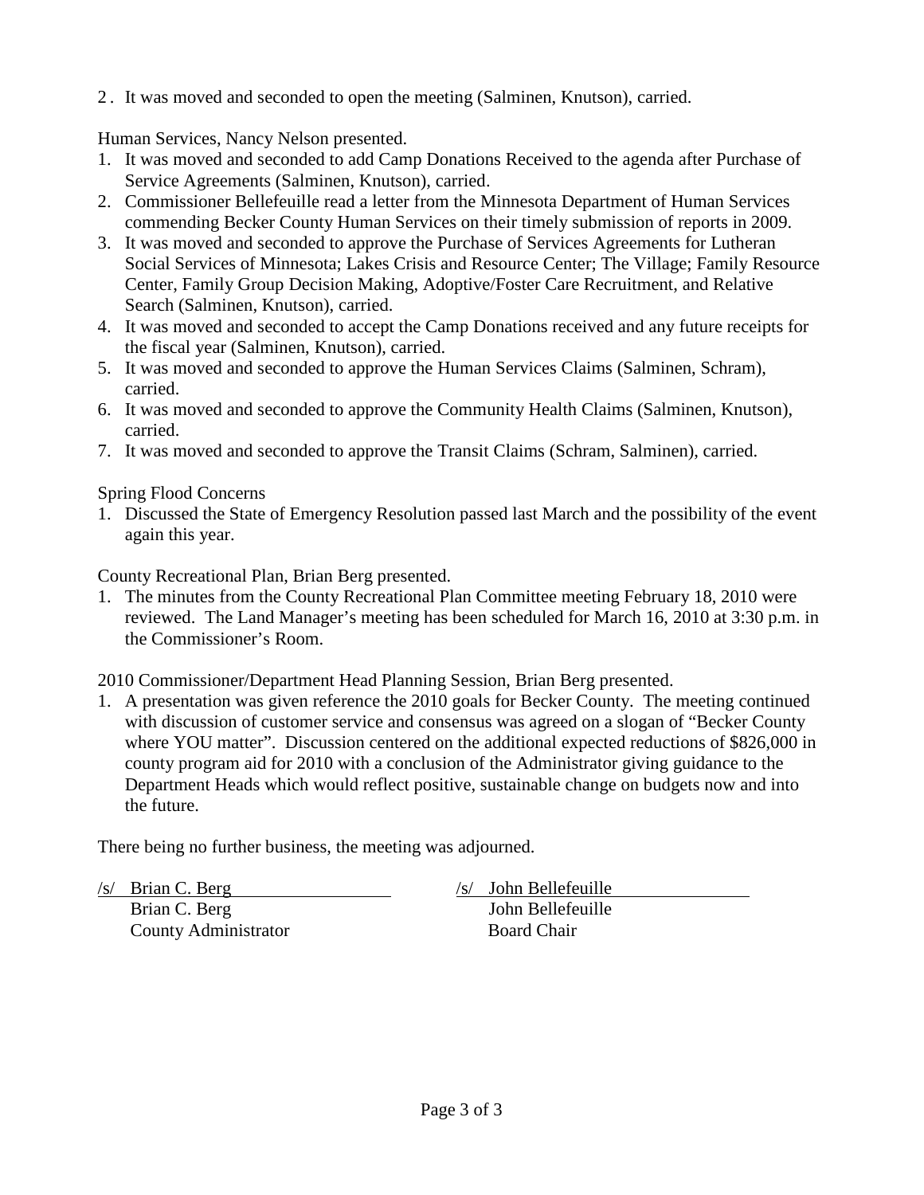2 . It was moved and seconded to open the meeting (Salminen, Knutson), carried.

Human Services, Nancy Nelson presented.

1. It was moved and seconded to add Camp Donations Received to the agenda after Purchase of Service Agreements (Salminen, Knutson), carried.
2. Commissioner Bellefeuille read a letter from the Minnesota Department of Human Services commending Becker County Human Services on their timely submission of reports in 2009.
3. It was moved and seconded to approve the Purchase of Services Agreements for Lutheran Social Services of Minnesota; Lakes Crisis and Resource Center; The Village; Family Resource Center, Family Group Decision Making, Adoptive/Foster Care Recruitment, and Relative Search (Salminen, Knutson), carried.
4. It was moved and seconded to accept the Camp Donations received and any future receipts for the fiscal year (Salminen, Knutson), carried.
5. It was moved and seconded to approve the Human Services Claims (Salminen, Schram), carried.
6. It was moved and seconded to approve the Community Health Claims (Salminen, Knutson), carried.
7. It was moved and seconded to approve the Transit Claims (Schram, Salminen), carried.

Spring Flood Concerns

1. Discussed the State of Emergency Resolution passed last March and the possibility of the event again this year.

County Recreational Plan, Brian Berg presented.

1. The minutes from the County Recreational Plan Committee meeting February 18, 2010 were reviewed. The Land Manager's meeting has been scheduled for March 16, 2010 at 3:30 p.m. in the Commissioner's Room.

2010 Commissioner/Department Head Planning Session, Brian Berg presented.

1. A presentation was given reference the 2010 goals for Becker County. The meeting continued with discussion of customer service and consensus was agreed on a slogan of "Becker County where YOU matter". Discussion centered on the additional expected reductions of $826,000 in county program aid for 2010 with a conclusion of the Administrator giving guidance to the Department Heads which would reflect positive, sustainable change on budgets now and into the future.

There being no further business, the meeting was adjourned.

/s/ Brian C. Berg
Brian C. Berg
County Administrator

/s/ John Bellefeuille
John Bellefeuille
Board Chair